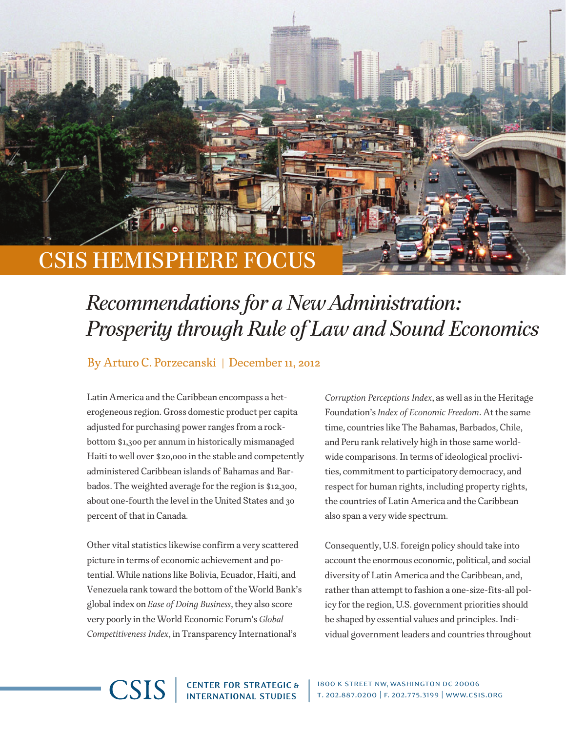# CSIS HEMISPHERE FOCUS

## *Recommendations for a New Administration: Prosperity through Rule of Law and Sound Economics*

By Arturo C. Porzecanski | December 11, 2012

Latin America and the Caribbean encompass a heterogeneous region. Gross domestic product per capita adjusted for purchasing power ranges from a rock-bottom $1,300 per annum in historically mismanaged Haiti to well over $20,000 in the stable and competently administered Caribbean islands of Bahamas and Barbados. The weighted average for the region is $12,300, about one-fourth the level in the United States and 30 percent of that in Canada.

Other vital statistics likewise confirm a very scattered picture in terms of economic achievement and potential. While nations like Bolivia, Ecuador, Haiti, and Venezuela rank toward the bottom of the World Bank's global index on *Ease of Doing Business*, they also score very poorly in the World Economic Forum's *Global Competitiveness Index*, in Transparency International's *Corruption Perceptions Index*, as well as in the Heritage Foundation's *Index of Economic Freedom*. At the same time, countries like The Bahamas, Barbados, Chile, and Peru rank relatively high in those same worldwide comparisons. In terms of ideological proclivities, commitment to participatory democracy, and respect for human rights, including property rights, the countries of Latin America and the Caribbean also span a very wide spectrum.

Consequently, U.S. foreign policy should take into account the enormous economic, political, and social diversity of Latin America and the Caribbean, and, rather than attempt to fashion a one-size-fits-all policy for the region, U.S. government priorities should be shaped by essential values and principles. Individual government leaders and countries throughout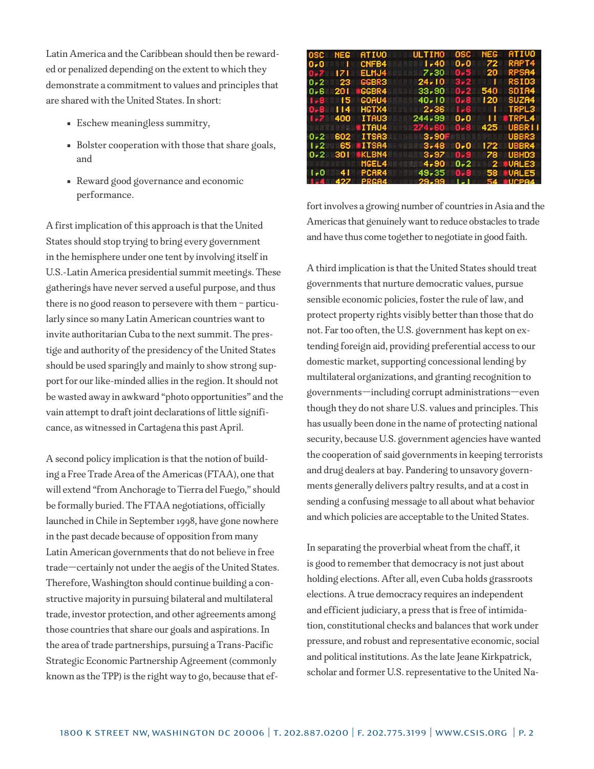Latin America and the Caribbean should then be rewarded or penalized depending on the extent to which they demonstrate a commitment to values and principles that are shared with the United States. In short:

- Eschew meaningless summitry,
- Bolster cooperation with those that share goals, and
- Reward good governance and economic performance.

A first implication of this approach is that the United States should stop trying to bring every government in the hemisphere under one tent by involving itself in U.S.-Latin America presidential summit meetings. These gatherings have never served a useful purpose, and thus there is no good reason to persevere with them – particularly since so many Latin American countries want to invite authoritarian Cuba to the next summit. The prestige and authority of the presidency of the United States should be used sparingly and mainly to show strong support for our like-minded allies in the region. It should not be wasted away in awkward "photo opportunities" and the vain attempt to draft joint declarations of little significance, as witnessed in Cartagena this past April.

A second policy implication is that the notion of building a Free Trade Area of the Americas (FTAA), one that will extend "from Anchorage to Tierra del Fuego," should be formally buried. The FTAA negotiations, officially launched in Chile in September 1998, have gone nowhere in the past decade because of opposition from many Latin American governments that do not believe in free trade—certainly not under the aegis of the United States. Therefore, Washington should continue building a constructive majority in pursuing bilateral and multilateral trade, investor protection, and other agreements among those countries that share our goals and aspirations. In the area of trade partnerships, pursuing a Trans-Pacific Strategic Economic Partnership Agreement (commonly known as the TPP) is the right way to go, because that effort involves a growing number of countries in Asia and the Americas that genuinely want to reduce obstacles to trade and have thus come together to negotiate in good faith.

A third implication is that the United States should treat governments that nurture democratic values, pursue sensible economic policies, foster the rule of law, and protect property rights visibly better than those that do not. Far too often, the U.S. government has kept on extending foreign aid, providing preferential access to our domestic market, supporting concessional lending by multilateral organizations, and granting recognition to governments—including corrupt administrations—even though they do not share U.S. values and principles. This has usually been done in the name of protecting national security, because U.S. government agencies have wanted the cooperation of said governments in keeping terrorists and drug dealers at bay. Pandering to unsavory governments generally delivers paltry results, and at a cost in sending a confusing message to all about what behavior and which policies are acceptable to the United States.

In separating the proverbial wheat from the chaff, it is good to remember that democracy is not just about holding elections. After all, even Cuba holds grassroots elections. A true democracy requires an independent and efficient judiciary, a press that is free of intimidation, constitutional checks and balances that work under pressure, and robust and representative economic, social and political institutions. As the late Jeane Kirkpatrick, scholar and former U.S. representative to the United Na-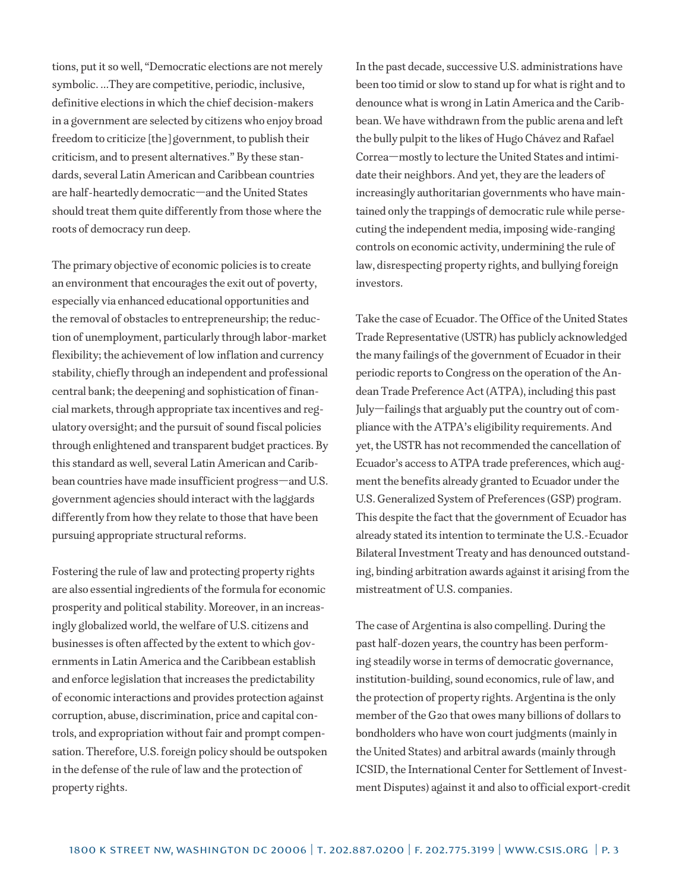tions, put it so well, "Democratic elections are not merely symbolic. ...They are competitive, periodic, inclusive, definitive elections in which the chief decision-makers in a government are selected by citizens who enjoy broad freedom to criticize [the] government, to publish their criticism, and to present alternatives." By these standards, several Latin American and Caribbean countries are half-heartedly democratic—and the United States should treat them quite differently from those where the roots of democracy run deep.

The primary objective of economic policies is to create an environment that encourages the exit out of poverty, especially via enhanced educational opportunities and the removal of obstacles to entrepreneurship; the reduction of unemployment, particularly through labor-market flexibility; the achievement of low inflation and currency stability, chiefly through an independent and professional central bank; the deepening and sophistication of financial markets, through appropriate tax incentives and regulatory oversight; and the pursuit of sound fiscal policies through enlightened and transparent budget practices. By this standard as well, several Latin American and Caribbean countries have made insufficient progress—and U.S. government agencies should interact with the laggards differently from how they relate to those that have been pursuing appropriate structural reforms.

Fostering the rule of law and protecting property rights are also essential ingredients of the formula for economic prosperity and political stability. Moreover, in an increasingly globalized world, the welfare of U.S. citizens and businesses is often affected by the extent to which governments in Latin America and the Caribbean establish and enforce legislation that increases the predictability of economic interactions and provides protection against corruption, abuse, discrimination, price and capital controls, and expropriation without fair and prompt compensation. Therefore, U.S. foreign policy should be outspoken in the defense of the rule of law and the protection of property rights.

In the past decade, successive U.S. administrations have been too timid or slow to stand up for what is right and to denounce what is wrong in Latin America and the Caribbean. We have withdrawn from the public arena and left the bully pulpit to the likes of Hugo Chávez and Rafael Correa—mostly to lecture the United States and intimidate their neighbors. And yet, they are the leaders of increasingly authoritarian governments who have maintained only the trappings of democratic rule while persecuting the independent media, imposing wide-ranging controls on economic activity, undermining the rule of law, disrespecting property rights, and bullying foreign investors.

Take the case of Ecuador. The Office of the United States Trade Representative (USTR) has publicly acknowledged the many failings of the government of Ecuador in their periodic reports to Congress on the operation of the Andean Trade Preference Act (ATPA), including this past July—failings that arguably put the country out of compliance with the ATPA's eligibility requirements. And yet, the USTR has not recommended the cancellation of Ecuador's access to ATPA trade preferences, which augment the benefits already granted to Ecuador under the U.S. Generalized System of Preferences (GSP) program. This despite the fact that the government of Ecuador has already stated its intention to terminate the U.S.-Ecuador Bilateral Investment Treaty and has denounced outstanding, binding arbitration awards against it arising from the mistreatment of U.S. companies.

The case of Argentina is also compelling. During the past half-dozen years, the country has been performing steadily worse in terms of democratic governance, institution-building, sound economics, rule of law, and the protection of property rights. Argentina is the only member of the G20 that owes many billions of dollars to bondholders who have won court judgments (mainly in the United States) and arbitral awards (mainly through ICSID, the International Center for Settlement of Investment Disputes) against it and also to official export-credit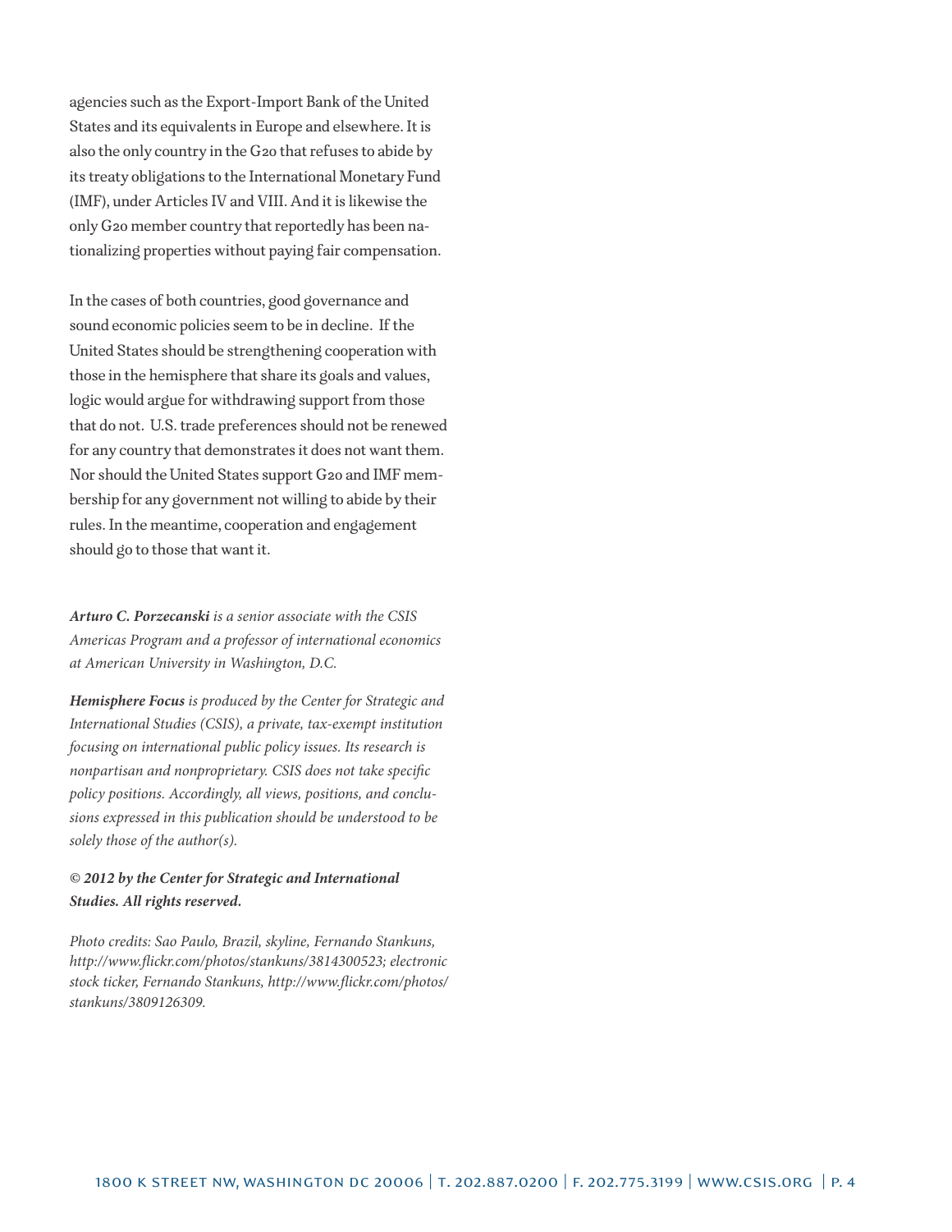agencies such as the Export-Import Bank of the United States and its equivalents in Europe and elsewhere. It is also the only country in the G20 that refuses to abide by its treaty obligations to the International Monetary Fund (IMF), under Articles IV and VIII. And it is likewise the only G20 member country that reportedly has been nationalizing properties without paying fair compensation.

In the cases of both countries, good governance and sound economic policies seem to be in decline. If the United States should be strengthening cooperation with those in the hemisphere that share its goals and values, logic would argue for withdrawing support from those that do not. U.S. trade preferences should not be renewed for any country that demonstrates it does not want them. Nor should the United States support G20 and IMF membership for any government not willing to abide by their rules. In the meantime, cooperation and engagement should go to those that want it.

***Arturo C. Porzecanski*** *is a senior associate with the CSIS Americas Program and a professor of international economics at American University in Washington, D.C.*

***Hemisphere Focus*** *is produced by the Center for Strategic and International Studies (CSIS), a private, tax-exempt institution focusing on international public policy issues. Its research is nonpartisan and nonproprietary. CSIS does not take specific policy positions. Accordingly, all views, positions, and conclusions expressed in this publication should be understood to be solely those of the author(s).*

***© 2012 by the Center for Strategic and International Studies. All rights reserved.***

*Photo credits: Sao Paulo, Brazil, skyline, Fernando Stankuns, http://www.flickr.com/photos/stankuns/3814300523; electronic stock ticker, Fernando Stankuns, http://www.flickr.com/photos/stankuns/3809126309.*